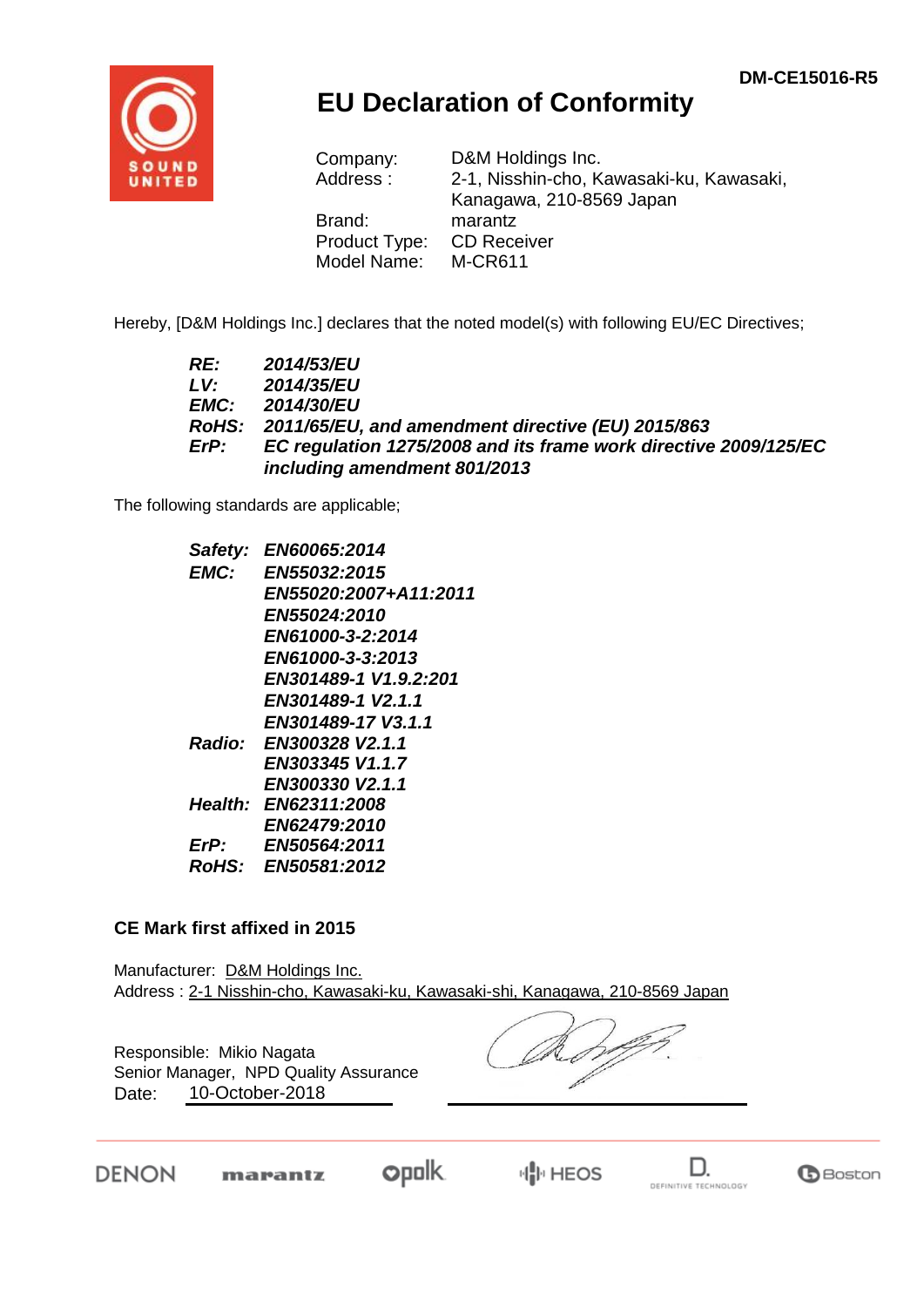DM-CE15016-R5

# EU Declaration of Conformity

Company: D&M Holdings Inc.
Address : 2-1, Nisshin-cho, Kawasaki-ku, Kawasaki, Kanagawa, 210-8569 Japan
Brand: marantz
Product Type: CD Receiver
Model Name: M-CR611

Hereby, [D&M Holdings Inc.] declares that the noted model(s) with following EU/EC Directives;

***RE:*** ***2014/53/EU***
***LV:*** ***2014/35/EU***
***EMC:*** ***2014/30/EU***
***RoHS:*** ***2011/65/EU, and amendment directive (EU) 2015/863***
***ErP:*** ***EC regulation 1275/2008 and its frame work directive 2009/125/EC including amendment 801/2013***

The following standards are applicable;

***Safety:*** ***EN60065:2014***
***EMC:*** ***EN55032:2015***
***EN55020:2007+A11:2011***
***EN55024:2010***
***EN61000-3-2:2014***
***EN61000-3-3:2013***
***EN301489-1 V1.9.2:201***
***EN301489-1 V2.1.1***
***EN301489-17 V3.1.1***
***Radio:*** ***EN300328 V2.1.1***
***EN303345 V1.1.7***
***EN300330 V2.1.1***
***Health:*** ***EN62311:2008***
***EN62479:2010***
***ErP:*** ***EN50564:2011***
***RoHS:*** ***EN50581:2012***

**CE Mark first affixed in 2015**

Manufacturer: D&M Holdings Inc.
Address : 2-1 Nisshin-cho, Kawasaki-ku, Kawasaki-shi, Kanagawa, 210-8569 Japan

Responsible: Mikio Nagata
Senior Manager, NPD Quality Assurance
Date: 10-October-2018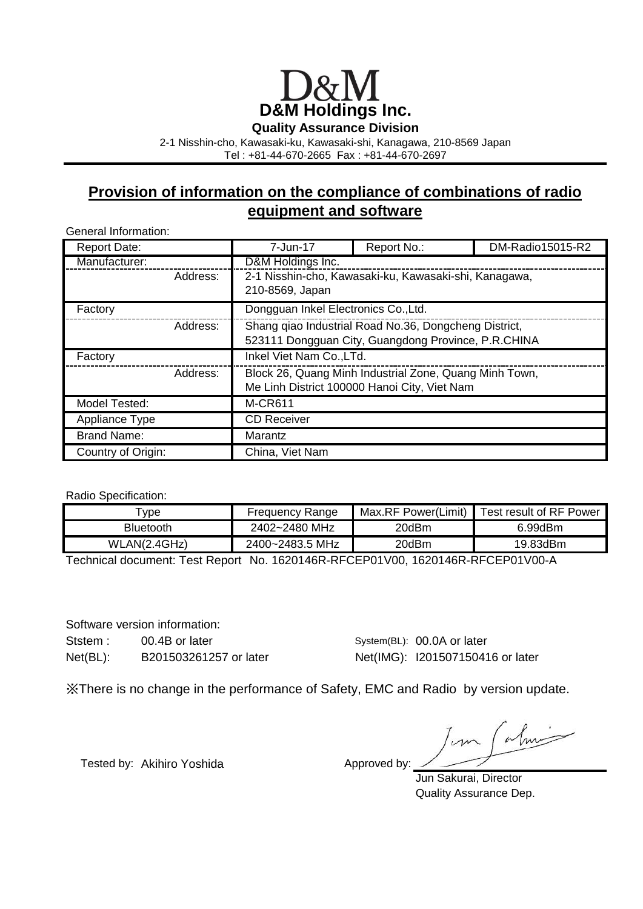# D&M

**D&M Holdings Inc.**

**Quality Assurance Division**

2-1 Nisshin-cho, Kawasaki-ku, Kawasaki-shi, Kanagawa, 210-8569 Japan
Tel : +81-44-670-2665 Fax : +81-44-670-2697

## Provision of information on the compliance of combinations of radio equipment and software

General Information:

| | | | |
|---|---|---|---|
| Report Date: | 7-Jun-17 | Report No.: | DM-Radio15015-R2 |
| Manufacturer: | D&M Holdings Inc. | | |
| Address: | 2-1 Nisshin-cho, Kawasaki-ku, Kawasaki-shi, Kanagawa, 210-8569, Japan | | |
| Factory | Dongguan Inkel Electronics Co.,Ltd. | | |
| Address: | Shang qiao Industrial Road No.36, Dongcheng District, 523111 Dongguan City, Guangdong Province, P.R.CHINA | | |
| Factory | Inkel Viet Nam Co.,LTd. | | |
| Address: | Block 26, Quang Minh Industrial Zone, Quang Minh Town, Me Linh District 100000 Hanoi City, Viet Nam | | |
| Model Tested: | M-CR611 | | |
| Appliance Type | CD Receiver | | |
| Brand Name: | Marantz | | |
| Country of Origin: | China, Viet Nam | | |

Radio Specification:

| Type | Frequency Range | Max.RF Power(Limit) | Test result of RF Power |
|---|---|---|---|
| Bluetooth | 2402~2480 MHz | 20dBm | 6.99dBm |
| WLAN(2.4GHz) | 2400~2483.5 MHz | 20dBm | 19.83dBm |

Technical document: Test Report No. 1620146R-RFCEP01V00, 1620146R-RFCEP01V00-A

Software version information:

Ststem : 00.4B or later

System(BL): 00.0A or later

Net(BL): B201503261257 or later

Net(IMG): I201507150416 or later

※There is no change in the performance of Safety, EMC and Radio by version update.

Tested by: Akihiro Yoshida

Approved by:

Jun Sakurai, Director
Quality Assurance Dep.